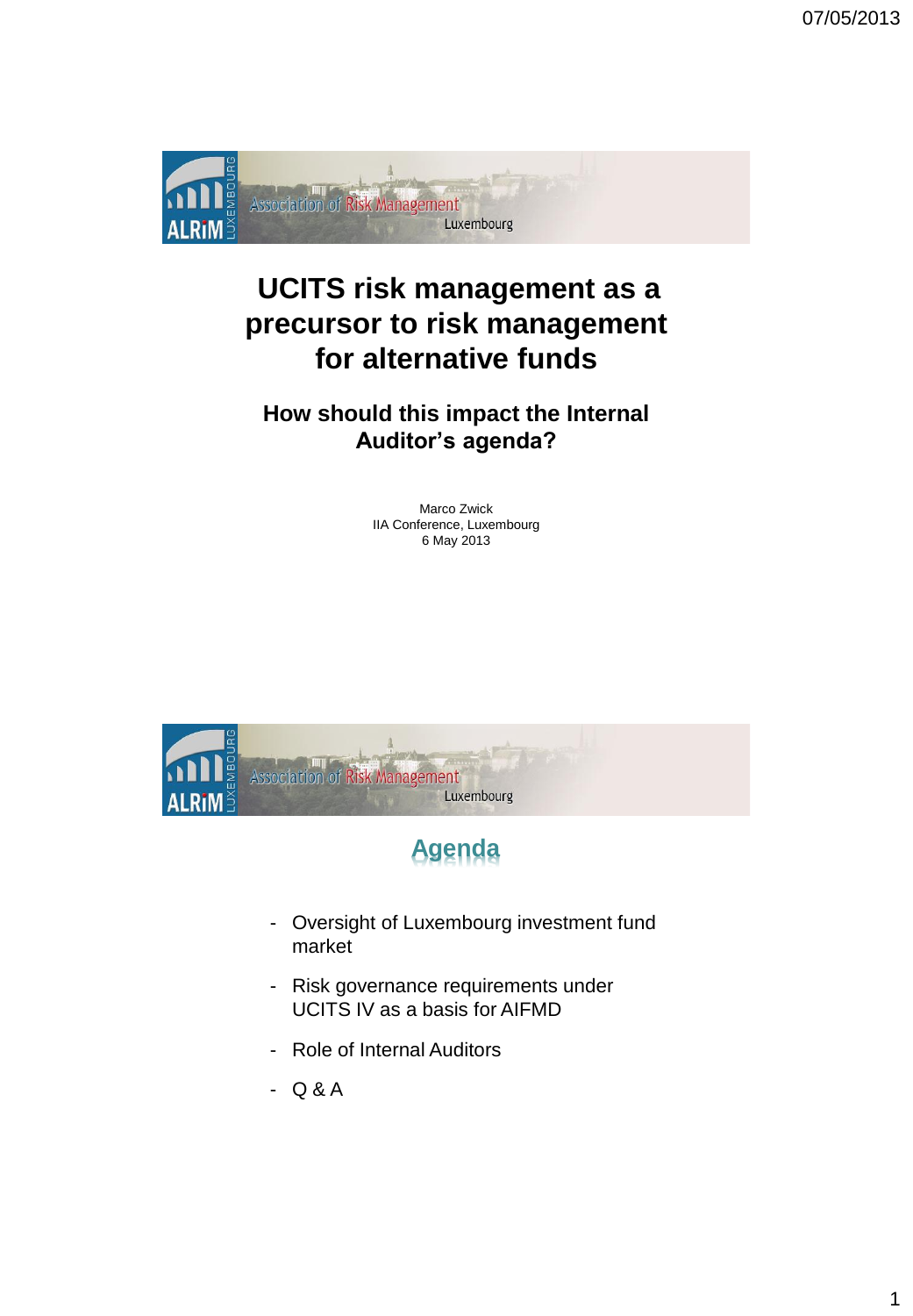# UCITS risk management as a precursor to risk management for alternative funds

## How should this impact the Internal Auditor's agenda?

Marco Zwick
IIA Conference, Luxembourg
6 May 2013

## Agenda

- Oversight of Luxembourg investment fund market
- Risk governance requirements under UCITS IV as a basis for AIFMD
- Role of Internal Auditors
- Q & A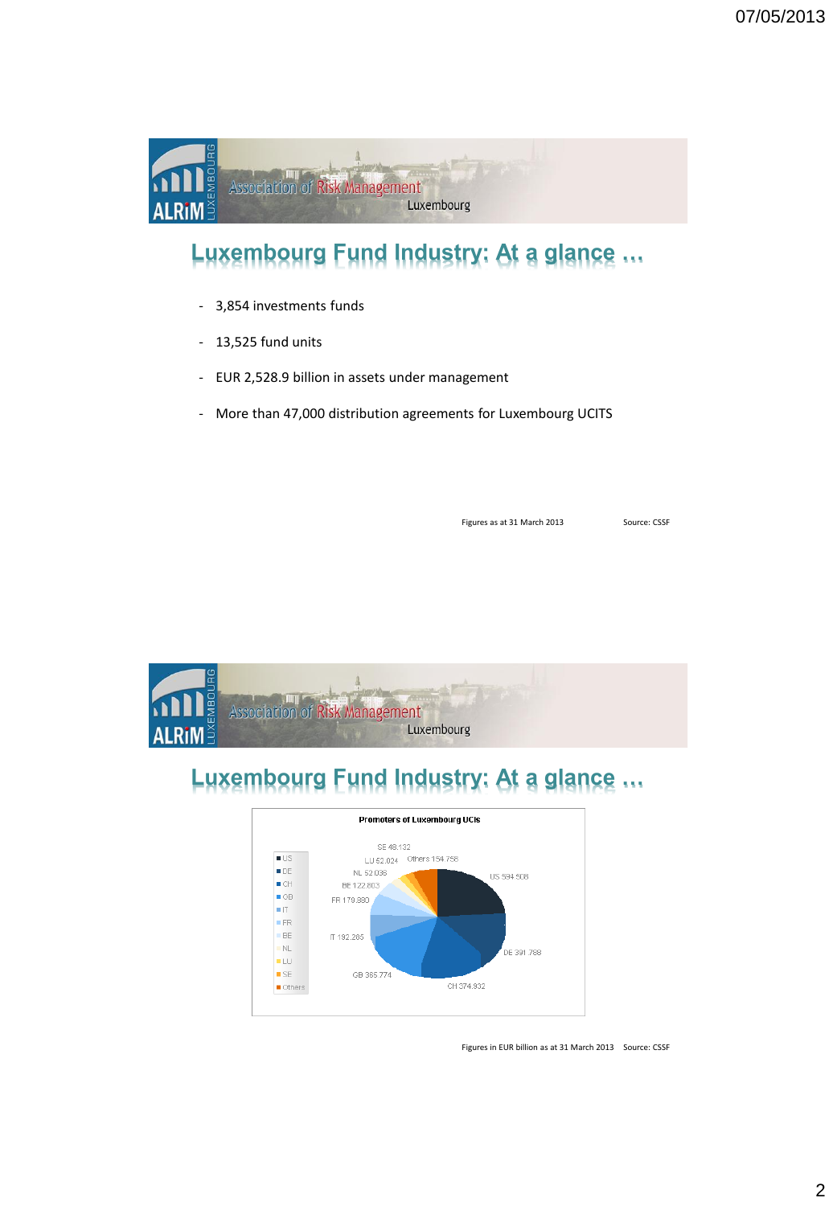## Luxembourg Fund Industry: At a glance …

- 3,854 investments funds
- 13,525 fund units
- EUR 2,528.9 billion in assets under management
- More than 47,000 distribution agreements for Luxembourg UCITS

Figures as at 31 March 2013 Source: CSSF

## Luxembourg Fund Industry: At a glance …

**Promoters of Luxembourg UCIs**

| Promoter | Value |
|---|---|
| US | 594 508 |
| DE | 391 788 |
| CH | 374 932 |
| GB | 365 774 |
| IT | 192 265 |
| FR | 179 880 |
| BE | 122 803 |
| NL | 52 036 |
| LU | 52 024 |
| SE | 48 132 |
| Others | 154 758 |

Figures in EUR billion as at 31 March 2013 Source: CSSF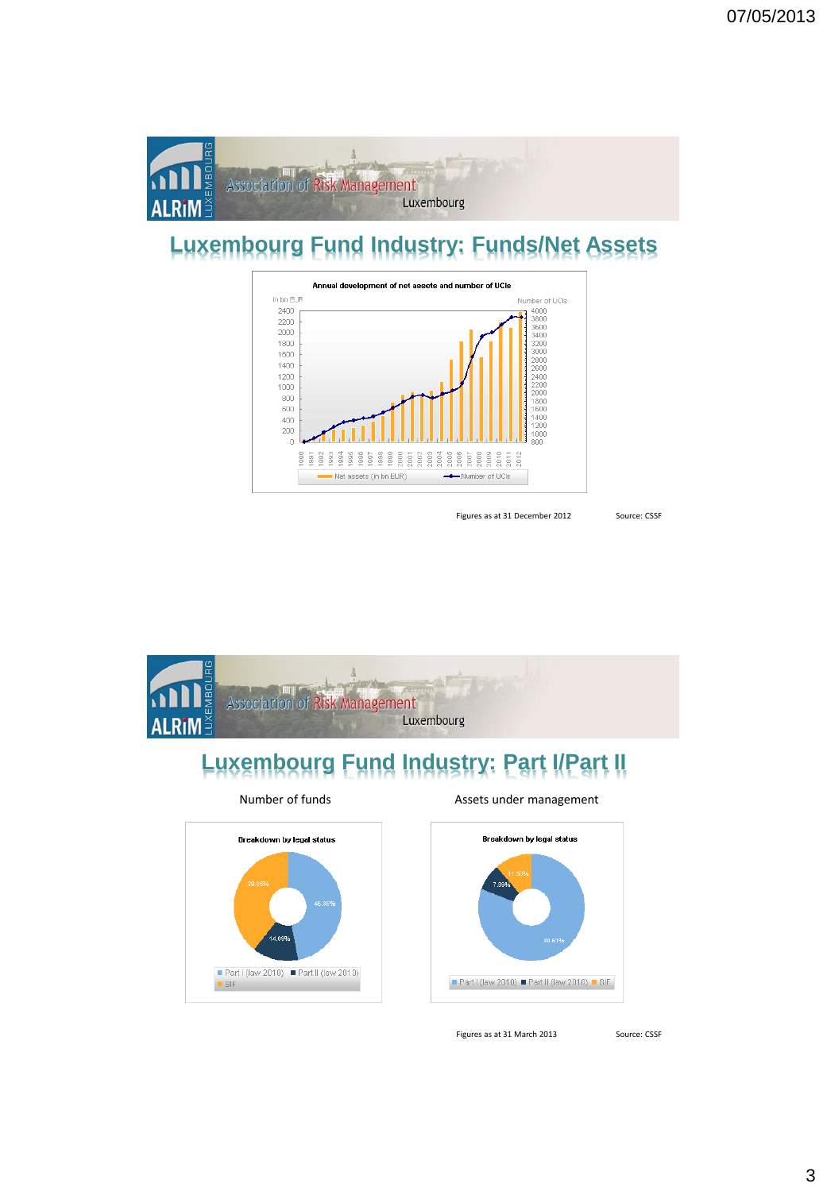## Luxembourg Fund Industry: Funds/Net Assets

Annual development of net assets and number of UCIs

Figures as at 31 December 2012 Source: CSSF

## Luxembourg Fund Industry: Part I/Part II

Number of funds

Breakdown by legal status

- Part I (law 2010): 46.86%
- Part II (law 2010): 14.09%
- SIF: 39.05%

Assets under management

Breakdown by legal status

- Part I (law 2010): 80.61%
- Part II (law 2010): 7.89%
- SIF: 11.50%

Figures as at 31 March 2013 Source: CSSF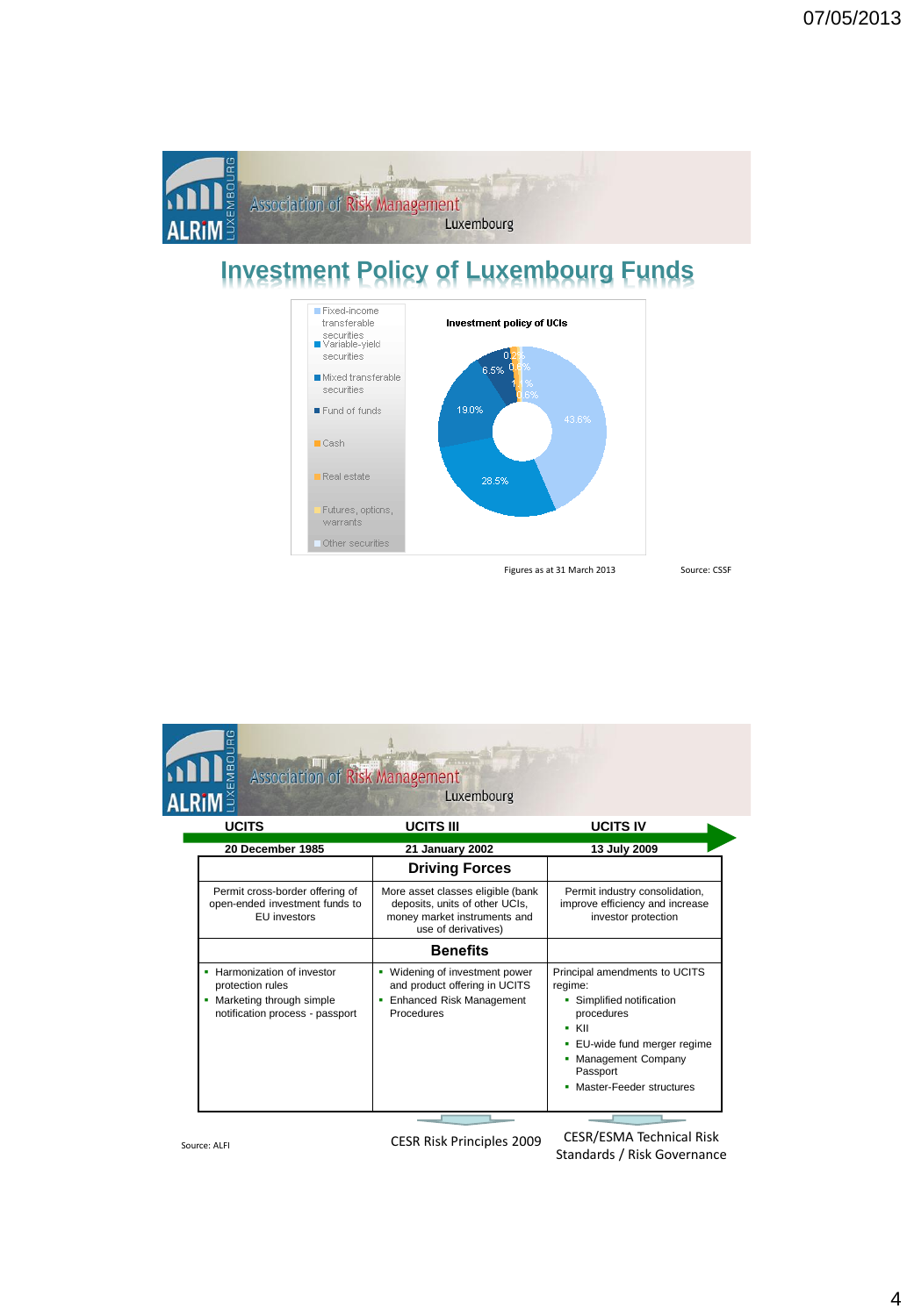07/05/2013

# Investment Policy of Luxembourg Funds

**Investment policy of UCIs**

- Fixed-income transferable securities: 43.6%
- Variable-yield securities: 28.5%
- Mixed transferable securities: 19.0%
- Fund of funds: 6.5%
- Cash: 0.6%
- Real estate: 0.2%
- Futures, options, warrants: 1.1%
- Other securities: 0.6%

Figures as at 31 March 2013

Source: CSSF

| UCITS<br>20 December 1985 | UCITS III<br>21 January 2002 | UCITS IV<br>13 July 2009 |
|---|---|---|
| | **Driving Forces** | |
| Permit cross-border offering of open-ended investment funds to EU investors | More asset classes eligible (bank deposits, units of other UCIs, money market instruments and use of derivatives) | Permit industry consolidation, improve efficiency and increase investor protection |
| | **Benefits** | |
| ▪ Harmonization of investor protection rules<br>▪ Marketing through simple notification process - passport | ▪ Widening of investment power and product offering in UCITS<br>▪ Enhanced Risk Management Procedures | Principal amendments to UCITS regime:<br>▪ Simplified notification procedures<br>▪ KII<br>▪ EU-wide fund merger regime<br>▪ Management Company Passport<br>▪ Master-Feeder structures |

CESR Risk Principles 2009

CESR/ESMA Technical Risk Standards / Risk Governance

Source: ALFI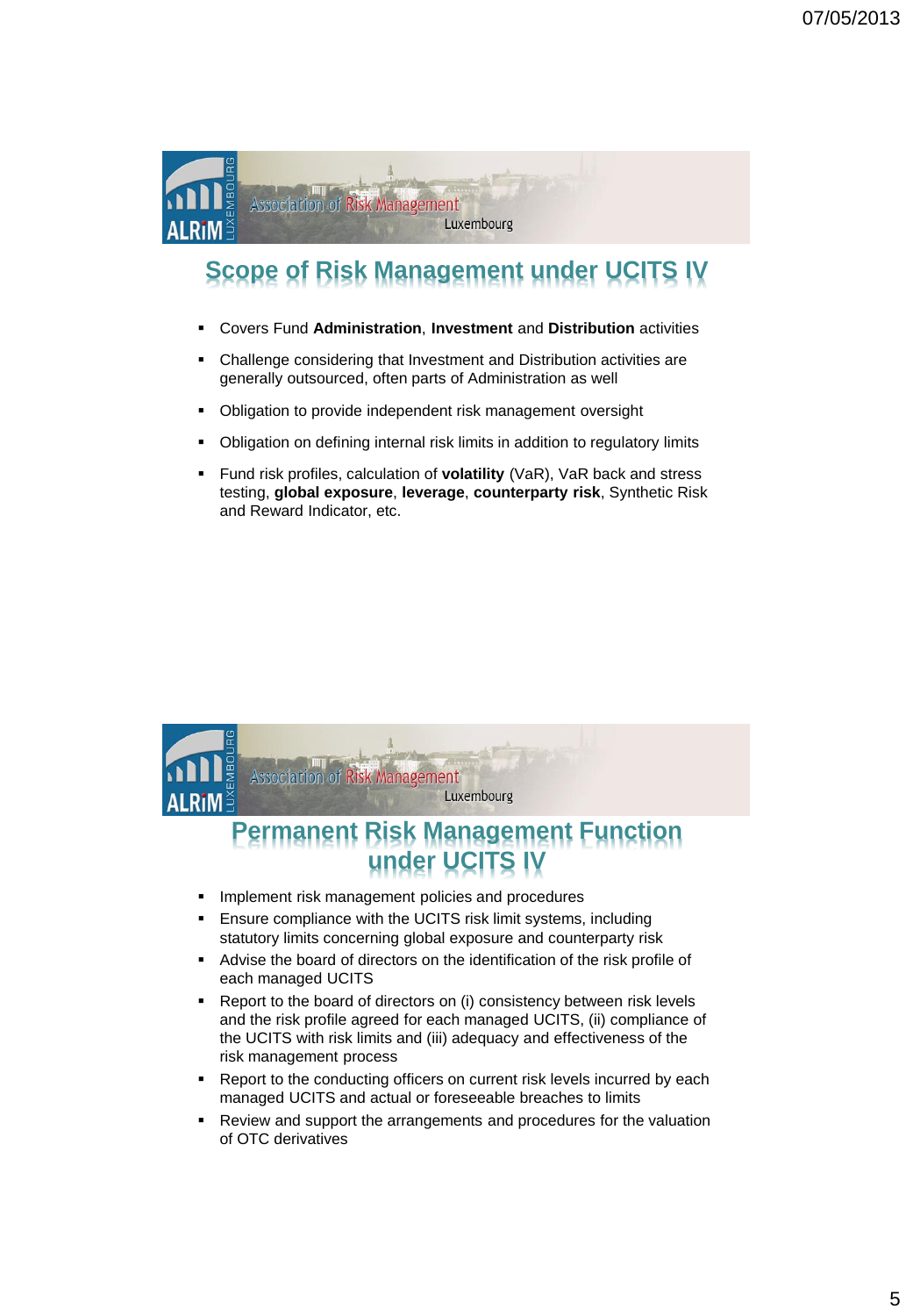## Scope of Risk Management under UCITS IV

- Covers Fund **Administration**, **Investment** and **Distribution** activities
- Challenge considering that Investment and Distribution activities are generally outsourced, often parts of Administration as well
- Obligation to provide independent risk management oversight
- Obligation on defining internal risk limits in addition to regulatory limits
- Fund risk profiles, calculation of **volatility** (VaR), VaR back and stress testing, **global exposure**, **leverage**, **counterparty risk**, Synthetic Risk and Reward Indicator, etc.

## Permanent Risk Management Function under UCITS IV

- Implement risk management policies and procedures
- Ensure compliance with the UCITS risk limit systems, including statutory limits concerning global exposure and counterparty risk
- Advise the board of directors on the identification of the risk profile of each managed UCITS
- Report to the board of directors on (i) consistency between risk levels and the risk profile agreed for each managed UCITS, (ii) compliance of the UCITS with risk limits and (iii) adequacy and effectiveness of the risk management process
- Report to the conducting officers on current risk levels incurred by each managed UCITS and actual or foreseeable breaches to limits
- Review and support the arrangements and procedures for the valuation of OTC derivatives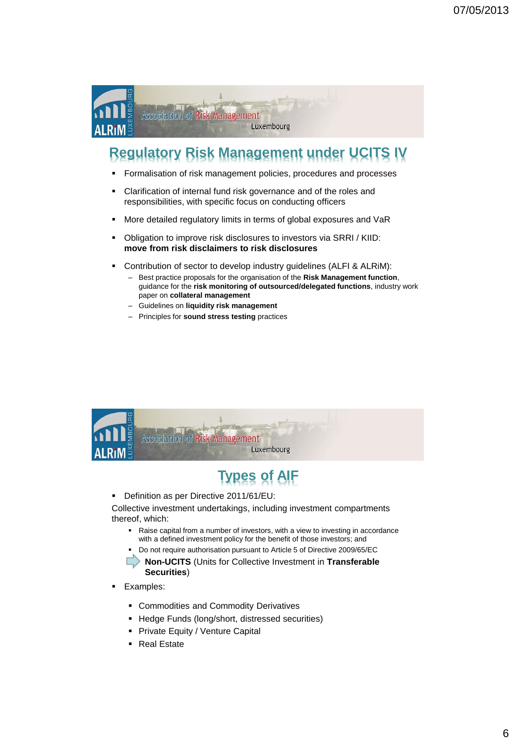## Regulatory Risk Management under UCITS IV

- Formalisation of risk management policies, procedures and processes
- Clarification of internal fund risk governance and of the roles and responsibilities, with specific focus on conducting officers
- More detailed regulatory limits in terms of global exposures and VaR
- Obligation to improve risk disclosures to investors via SRRI / KIID: **move from risk disclaimers to risk disclosures**
- Contribution of sector to develop industry guidelines (ALFI & ALRiM):
  - Best practice proposals for the organisation of the **Risk Management function**, guidance for the **risk monitoring of outsourced/delegated functions**, industry work paper on **collateral management**
  - Guidelines on **liquidity risk management**
  - Principles for **sound stress testing** practices

## Types of AIF

- Definition as per Directive 2011/61/EU:

Collective investment undertakings, including investment compartments thereof, which:

  - Raise capital from a number of investors, with a view to investing in accordance with a defined investment policy for the benefit of those investors; and
  - Do not require authorisation pursuant to Article 5 of Directive 2009/65/EC

⇨ **Non-UCITS** (Units for Collective Investment in **Transferable Securities**)

- Examples:
  - Commodities and Commodity Derivatives
  - Hedge Funds (long/short, distressed securities)
  - Private Equity / Venture Capital
  - Real Estate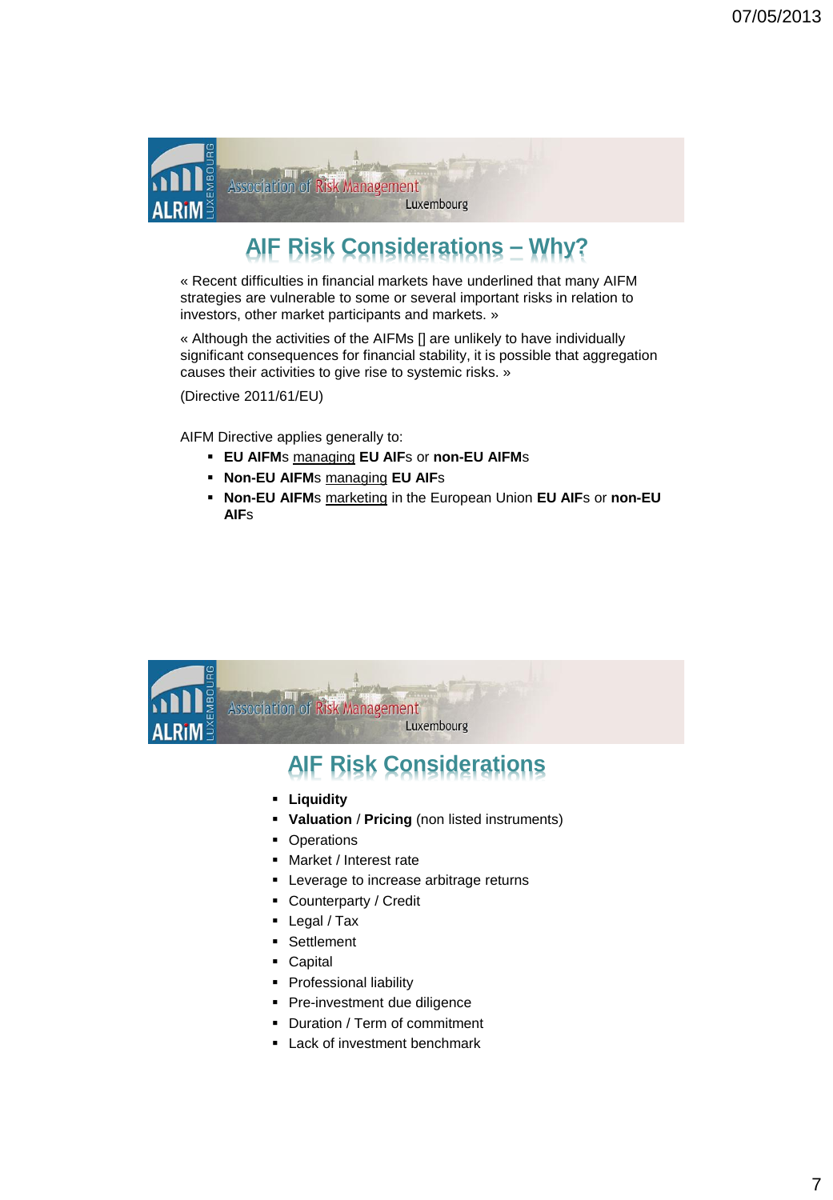## AIF Risk Considerations – Why?

« Recent difficulties in financial markets have underlined that many AIFM strategies are vulnerable to some or several important risks in relation to investors, other market participants and markets. »

« Although the activities of the AIFMs [] are unlikely to have individually significant consequences for financial stability, it is possible that aggregation causes their activities to give rise to systemic risks. »

(Directive 2011/61/EU)

AIFM Directive applies generally to:

- **EU AIFM**s <u>managing</u> **EU AIF**s or **non-EU AIFM**s
- **Non-EU AIFM**s <u>managing</u> **EU AIF**s
- **Non-EU AIFM**s <u>marketing</u> in the European Union **EU AIF**s or **non-EU AIF**s

## AIF Risk Considerations

- **Liquidity**
- **Valuation** / **Pricing** (non listed instruments)
- Operations
- Market / Interest rate
- Leverage to increase arbitrage returns
- Counterparty / Credit
- Legal / Tax
- Settlement
- Capital
- Professional liability
- Pre-investment due diligence
- Duration / Term of commitment
- Lack of investment benchmark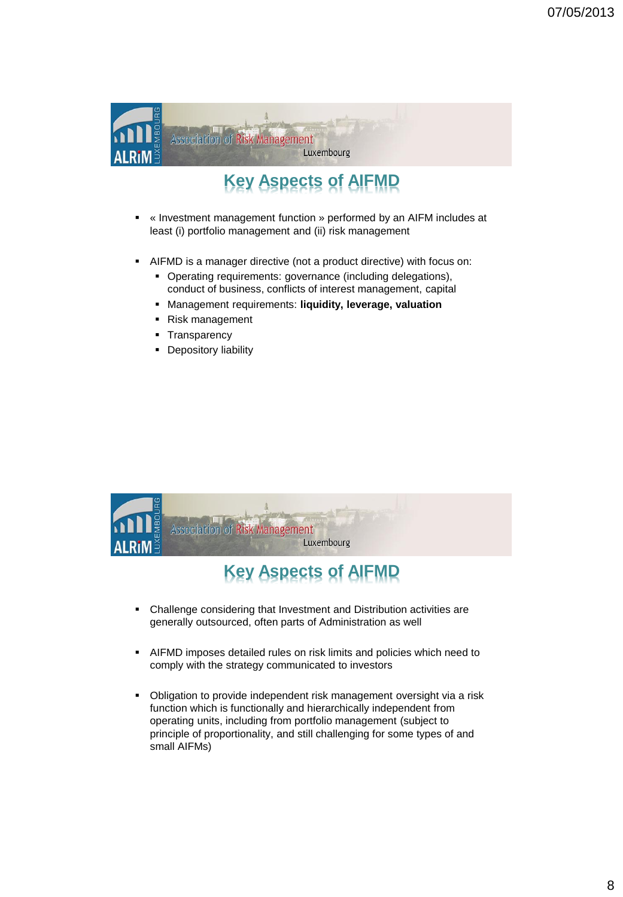## Key Aspects of AIFMD

- « Investment management function » performed by an AIFM includes at least (i) portfolio management and (ii) risk management

- AIFMD is a manager directive (not a product directive) with focus on:
  - Operating requirements: governance (including delegations), conduct of business, conflicts of interest management, capital
  - Management requirements: **liquidity, leverage, valuation**
  - Risk management
  - Transparency
  - Depository liability

## Key Aspects of AIFMD

- Challenge considering that Investment and Distribution activities are generally outsourced, often parts of Administration as well

- AIFMD imposes detailed rules on risk limits and policies which need to comply with the strategy communicated to investors

- Obligation to provide independent risk management oversight via a risk function which is functionally and hierarchically independent from operating units, including from portfolio management (subject to principle of proportionality, and still challenging for some types of and small AIFMs)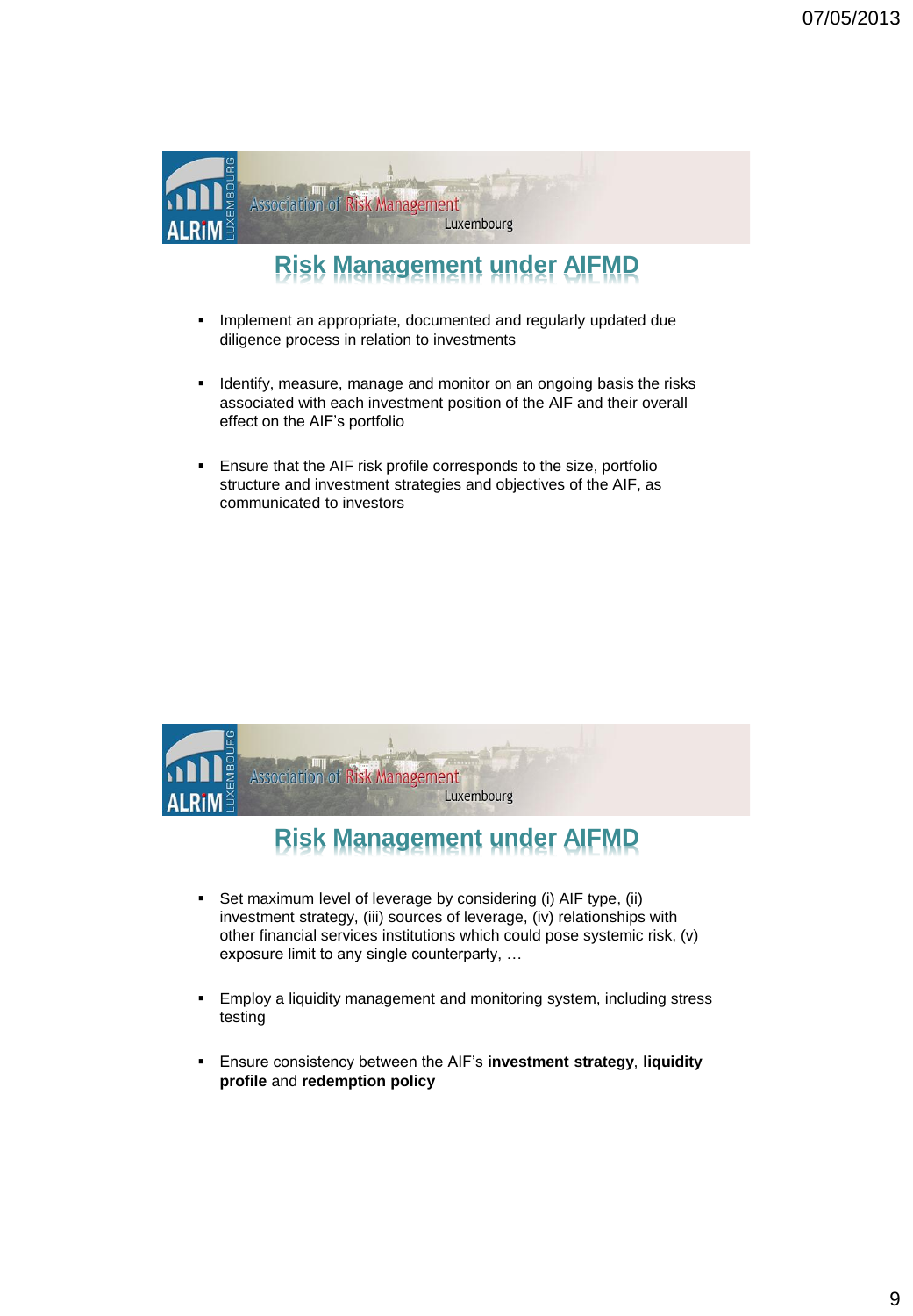## Risk Management under AIFMD

- Implement an appropriate, documented and regularly updated due diligence process in relation to investments
- Identify, measure, manage and monitor on an ongoing basis the risks associated with each investment position of the AIF and their overall effect on the AIF's portfolio
- Ensure that the AIF risk profile corresponds to the size, portfolio structure and investment strategies and objectives of the AIF, as communicated to investors

## Risk Management under AIFMD

- Set maximum level of leverage by considering (i) AIF type, (ii) investment strategy, (iii) sources of leverage, (iv) relationships with other financial services institutions which could pose systemic risk, (v) exposure limit to any single counterparty, …
- Employ a liquidity management and monitoring system, including stress testing
- Ensure consistency between the AIF's **investment strategy**, **liquidity profile** and **redemption policy**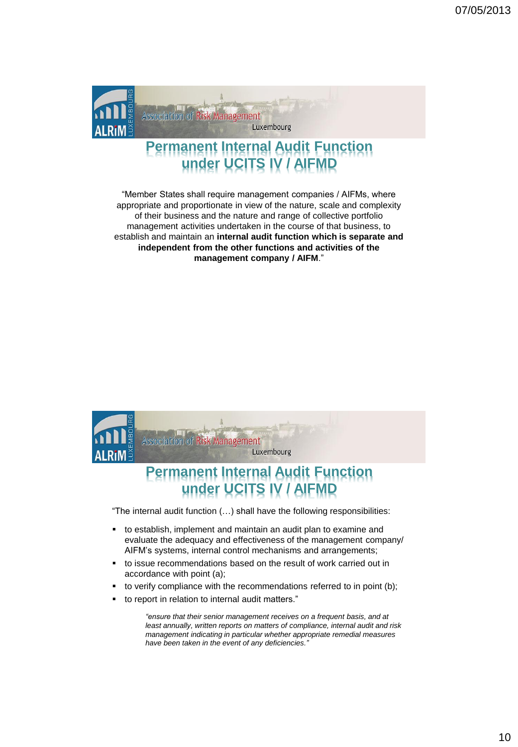## Permanent Internal Audit Function under UCITS IV / AIFMD

"Member States shall require management companies / AIFMs, where appropriate and proportionate in view of the nature, scale and complexity of their business and the nature and range of collective portfolio management activities undertaken in the course of that business, to establish and maintain an **internal audit function which is separate and independent from the other functions and activities of the management company / AIFM**."

## Permanent Internal Audit Function under UCITS IV / AIFMD

"The internal audit function (…) shall have the following responsibilities:

- to establish, implement and maintain an audit plan to examine and evaluate the adequacy and effectiveness of the management company/ AIFM's systems, internal control mechanisms and arrangements;
- to issue recommendations based on the result of work carried out in accordance with point (a);
- to verify compliance with the recommendations referred to in point (b);
- to report in relation to internal audit matters."

*"ensure that their senior management receives on a frequent basis, and at least annually, written reports on matters of compliance, internal audit and risk management indicating in particular whether appropriate remedial measures have been taken in the event of any deficiencies."*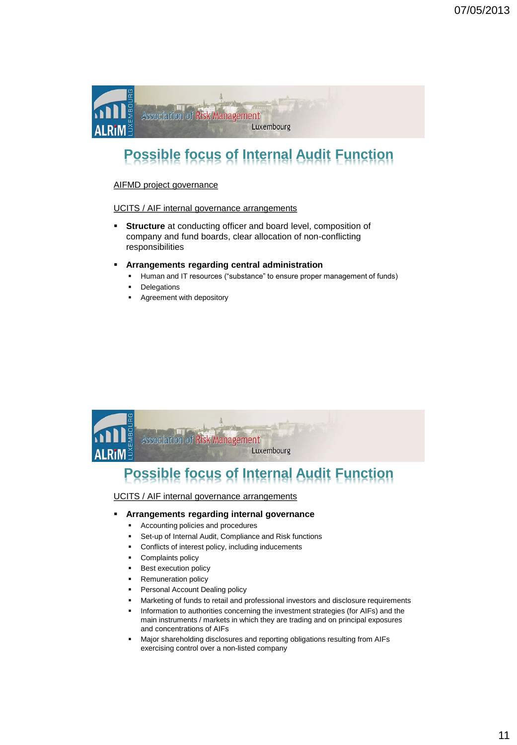## Possible focus of Internal Audit Function

AIFMD project governance

UCITS / AIF internal governance arrangements

- **Structure** at conducting officer and board level, composition of company and fund boards, clear allocation of non-conflicting responsibilities
- **Arrangements regarding central administration**
  - Human and IT resources ("substance" to ensure proper management of funds)
  - Delegations
  - Agreement with depository

## Possible focus of Internal Audit Function

UCITS / AIF internal governance arrangements

- **Arrangements regarding internal governance**
  - Accounting policies and procedures
  - Set-up of Internal Audit, Compliance and Risk functions
  - Conflicts of interest policy, including inducements
  - Complaints policy
  - Best execution policy
  - Remuneration policy
  - Personal Account Dealing policy
  - Marketing of funds to retail and professional investors and disclosure requirements
  - Information to authorities concerning the investment strategies (for AIFs) and the main instruments / markets in which they are trading and on principal exposures and concentrations of AIFs
  - Major shareholding disclosures and reporting obligations resulting from AIFs exercising control over a non-listed company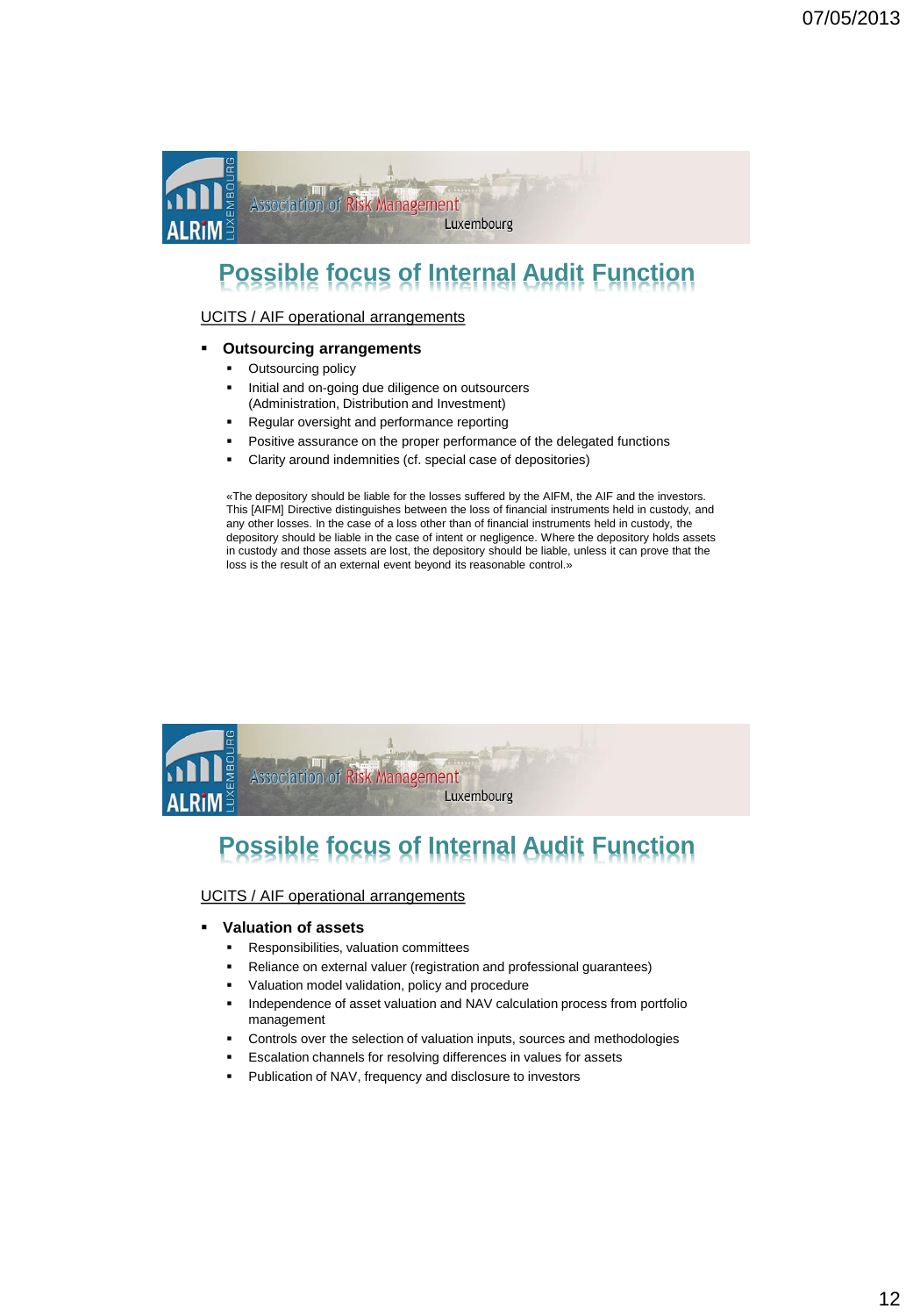## Possible focus of Internal Audit Function

UCITS / AIF operational arrangements

- **Outsourcing arrangements**
  - Outsourcing policy
  - Initial and on-going due diligence on outsourcers (Administration, Distribution and Investment)
  - Regular oversight and performance reporting
  - Positive assurance on the proper performance of the delegated functions
  - Clarity around indemnities (cf. special case of depositories)

«The depository should be liable for the losses suffered by the AIFM, the AIF and the investors. This [AIFM] Directive distinguishes between the loss of financial instruments held in custody, and any other losses. In the case of a loss other than of financial instruments held in custody, the depository should be liable in the case of intent or negligence. Where the depository holds assets in custody and those assets are lost, the depository should be liable, unless it can prove that the loss is the result of an external event beyond its reasonable control.»

## Possible focus of Internal Audit Function

UCITS / AIF operational arrangements

- **Valuation of assets**
  - Responsibilities, valuation committees
  - Reliance on external valuer (registration and professional guarantees)
  - Valuation model validation, policy and procedure
  - Independence of asset valuation and NAV calculation process from portfolio management
  - Controls over the selection of valuation inputs, sources and methodologies
  - Escalation channels for resolving differences in values for assets
  - Publication of NAV, frequency and disclosure to investors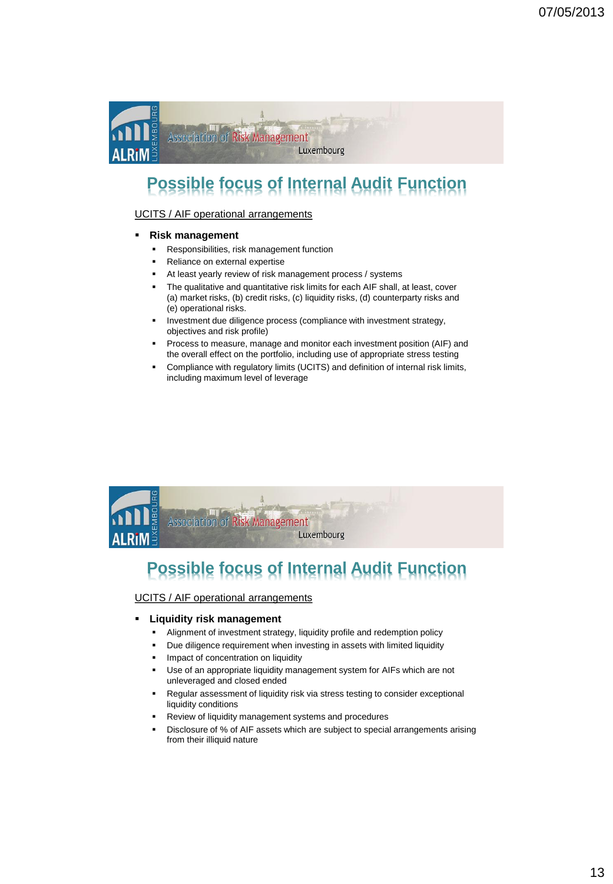## Possible focus of Internal Audit Function

UCITS / AIF operational arrangements

- **Risk management**
  - Responsibilities, risk management function
  - Reliance on external expertise
  - At least yearly review of risk management process / systems
  - The qualitative and quantitative risk limits for each AIF shall, at least, cover (a) market risks, (b) credit risks, (c) liquidity risks, (d) counterparty risks and (e) operational risks.
  - Investment due diligence process (compliance with investment strategy, objectives and risk profile)
  - Process to measure, manage and monitor each investment position (AIF) and the overall effect on the portfolio, including use of appropriate stress testing
  - Compliance with regulatory limits (UCITS) and definition of internal risk limits, including maximum level of leverage

## Possible focus of Internal Audit Function

UCITS / AIF operational arrangements

- **Liquidity risk management**
  - Alignment of investment strategy, liquidity profile and redemption policy
  - Due diligence requirement when investing in assets with limited liquidity
  - Impact of concentration on liquidity
  - Use of an appropriate liquidity management system for AIFs which are not unleveraged and closed ended
  - Regular assessment of liquidity risk via stress testing to consider exceptional liquidity conditions
  - Review of liquidity management systems and procedures
  - Disclosure of % of AIF assets which are subject to special arrangements arising from their illiquid nature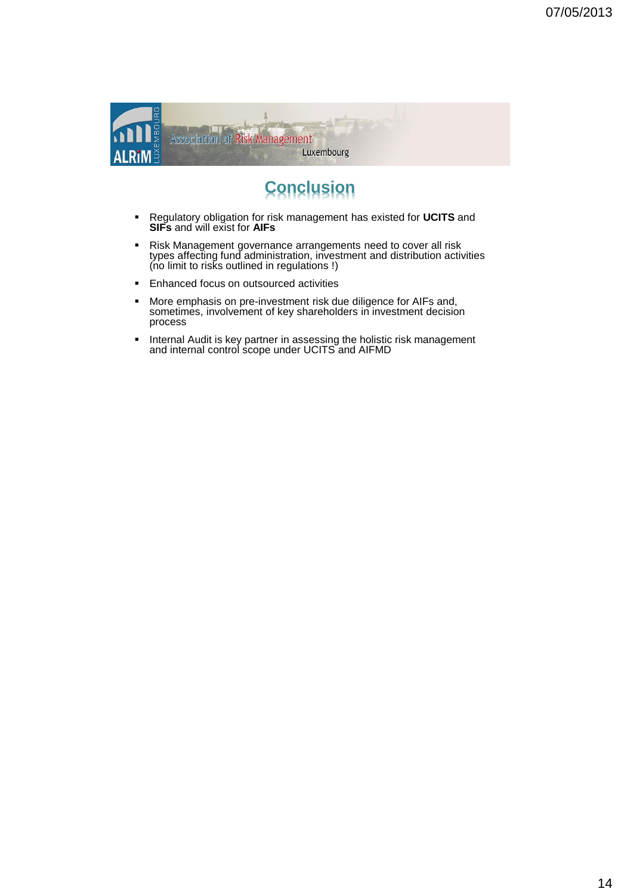# Conclusion

- Regulatory obligation for risk management has existed for **UCITS** and **SIFs** and will exist for **AIFs**
- Risk Management governance arrangements need to cover all risk types affecting fund administration, investment and distribution activities (no limit to risks outlined in regulations !)
- Enhanced focus on outsourced activities
- More emphasis on pre-investment risk due diligence for AIFs and, sometimes, involvement of key shareholders in investment decision process
- Internal Audit is key partner in assessing the holistic risk management and internal control scope under UCITS and AIFMD